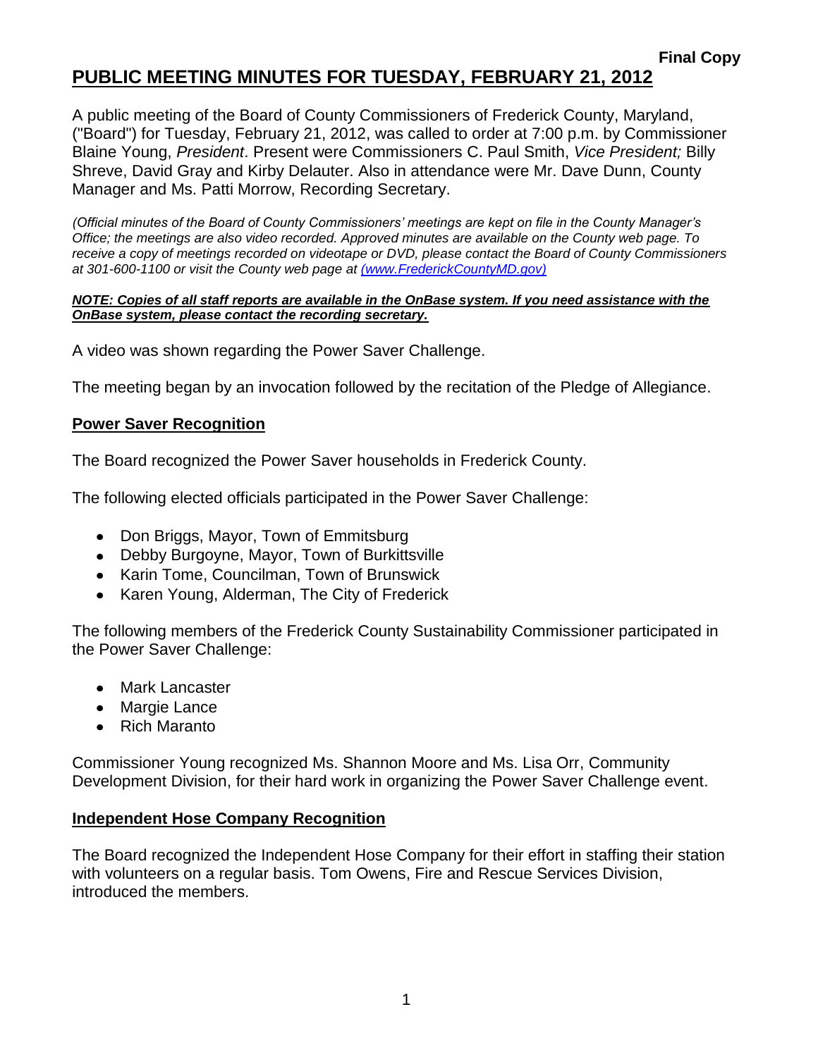**Final Copy**

# PUBLIC MEETING MINUTES FOR TUESDAY, FEBRUARY 21, 2012

A public meeting of the Board of County Commissioners of Frederick County, Maryland, ("Board") for Tuesday, February 21, 2012, was called to order at 7:00 p.m. by Commissioner Blaine Young, *President*. Present were Commissioners C. Paul Smith, *Vice President;* Billy Shreve, David Gray and Kirby Delauter. Also in attendance were Mr. Dave Dunn, County Manager and Ms. Patti Morrow, Recording Secretary.

*(Official minutes of the Board of County Commissioners' meetings are kept on file in the County Manager's Office; the meetings are also video recorded. Approved minutes are available on the County web page. To receive a copy of meetings recorded on videotape or DVD, please contact the Board of County Commissioners at 301-600-1100 or visit the County web page at (www.FrederickCountyMD.gov)*

***NOTE: Copies of all staff reports are available in the OnBase system. If you need assistance with the OnBase system, please contact the recording secretary.***

A video was shown regarding the Power Saver Challenge.

The meeting began by an invocation followed by the recitation of the Pledge of Allegiance.

## Power Saver Recognition

The Board recognized the Power Saver households in Frederick County.

The following elected officials participated in the Power Saver Challenge:

- Don Briggs, Mayor, Town of Emmitsburg
- Debby Burgoyne, Mayor, Town of Burkittsville
- Karin Tome, Councilman, Town of Brunswick
- Karen Young, Alderman, The City of Frederick

The following members of the Frederick County Sustainability Commissioner participated in the Power Saver Challenge:

- Mark Lancaster
- Margie Lance
- Rich Maranto

Commissioner Young recognized Ms. Shannon Moore and Ms. Lisa Orr, Community Development Division, for their hard work in organizing the Power Saver Challenge event.

## Independent Hose Company Recognition

The Board recognized the Independent Hose Company for their effort in staffing their station with volunteers on a regular basis. Tom Owens, Fire and Rescue Services Division, introduced the members.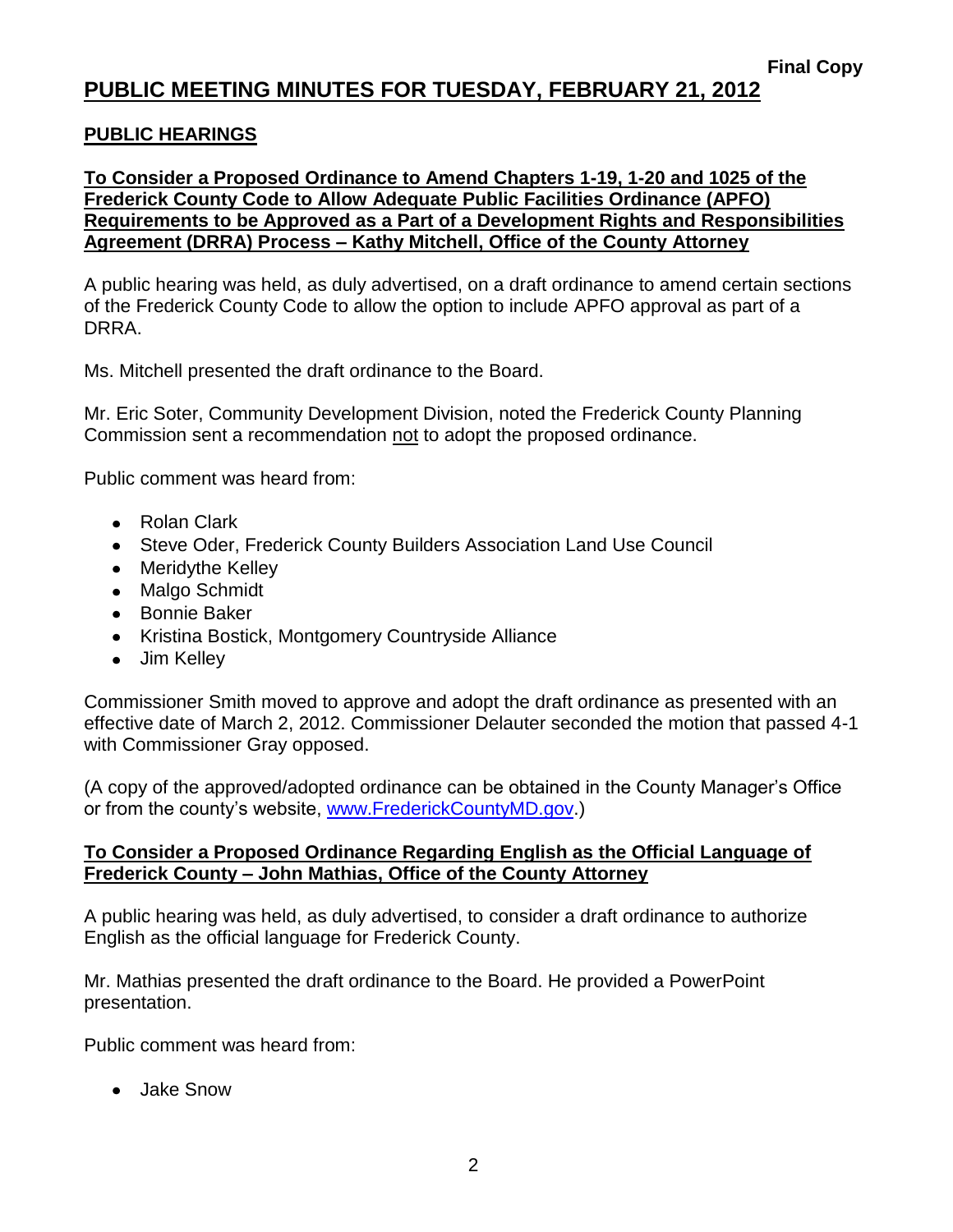**Final Copy**

# PUBLIC MEETING MINUTES FOR TUESDAY, FEBRUARY 21, 2012

## PUBLIC HEARINGS

### To Consider a Proposed Ordinance to Amend Chapters 1-19, 1-20 and 1025 of the Frederick County Code to Allow Adequate Public Facilities Ordinance (APFO) Requirements to be Approved as a Part of a Development Rights and Responsibilities Agreement (DRRA) Process – Kathy Mitchell, Office of the County Attorney

A public hearing was held, as duly advertised, on a draft ordinance to amend certain sections of the Frederick County Code to allow the option to include APFO approval as part of a DRRA.

Ms. Mitchell presented the draft ordinance to the Board.

Mr. Eric Soter, Community Development Division, noted the Frederick County Planning Commission sent a recommendation not to adopt the proposed ordinance.

Public comment was heard from:

- Rolan Clark
- Steve Oder, Frederick County Builders Association Land Use Council
- Meridythe Kelley
- Malgo Schmidt
- Bonnie Baker
- Kristina Bostick, Montgomery Countryside Alliance
- Jim Kelley

Commissioner Smith moved to approve and adopt the draft ordinance as presented with an effective date of March 2, 2012. Commissioner Delauter seconded the motion that passed 4-1 with Commissioner Gray opposed.

(A copy of the approved/adopted ordinance can be obtained in the County Manager's Office or from the county's website, www.FrederickCountyMD.gov.)

### To Consider a Proposed Ordinance Regarding English as the Official Language of Frederick County – John Mathias, Office of the County Attorney

A public hearing was held, as duly advertised, to consider a draft ordinance to authorize English as the official language for Frederick County.

Mr. Mathias presented the draft ordinance to the Board. He provided a PowerPoint presentation.

Public comment was heard from:

- Jake Snow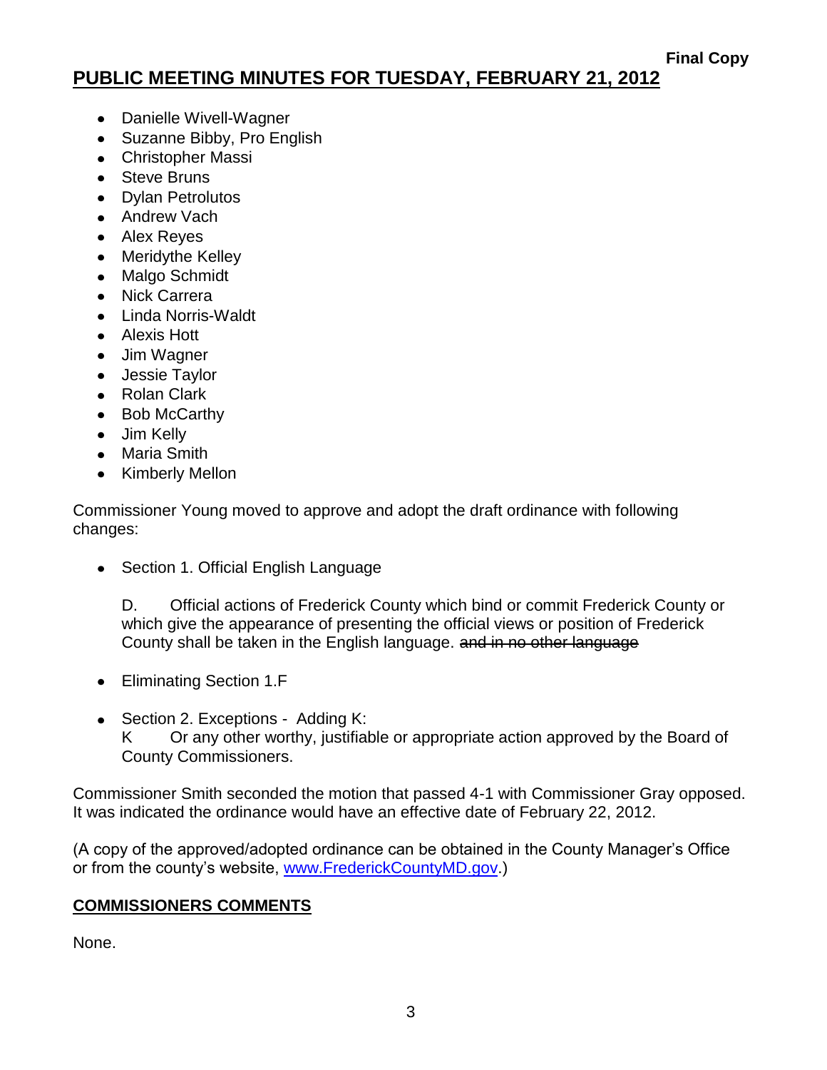**Final Copy**

# PUBLIC MEETING MINUTES FOR TUESDAY, FEBRUARY 21, 2012

- Danielle Wivell-Wagner
- Suzanne Bibby, Pro English
- Christopher Massi
- Steve Bruns
- Dylan Petrolutos
- Andrew Vach
- Alex Reyes
- Meridythe Kelley
- Malgo Schmidt
- Nick Carrera
- Linda Norris-Waldt
- Alexis Hott
- Jim Wagner
- Jessie Taylor
- Rolan Clark
- Bob McCarthy
- Jim Kelly
- Maria Smith
- Kimberly Mellon

Commissioner Young moved to approve and adopt the draft ordinance with following changes:

- Section 1. Official English Language

  D. Official actions of Frederick County which bind or commit Frederick County or which give the appearance of presenting the official views or position of Frederick County shall be taken in the English language. ~~and in no other language~~

- Eliminating Section 1.F

- Section 2. Exceptions - Adding K:
  K Or any other worthy, justifiable or appropriate action approved by the Board of County Commissioners.

Commissioner Smith seconded the motion that passed 4-1 with Commissioner Gray opposed. It was indicated the ordinance would have an effective date of February 22, 2012.

(A copy of the approved/adopted ordinance can be obtained in the County Manager's Office or from the county's website, [www.FrederickCountyMD.gov](http://www.FrederickCountyMD.gov).)

## COMMISSIONERS COMMENTS

None.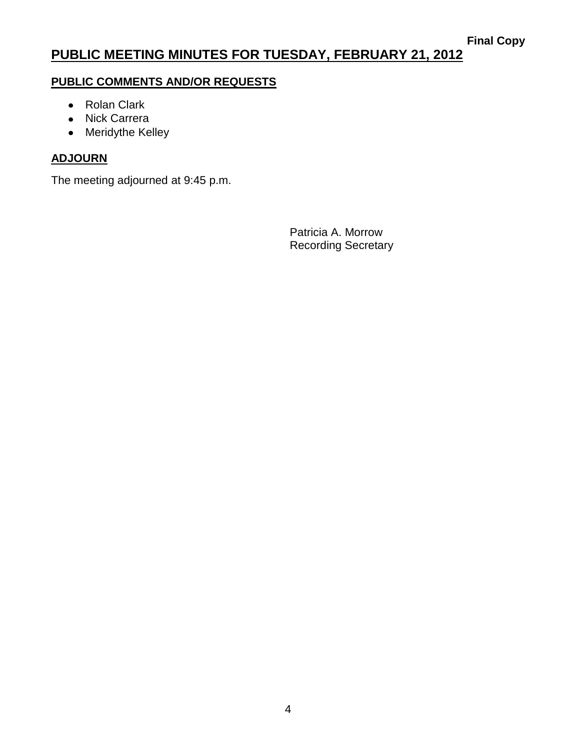**Final Copy**

# PUBLIC MEETING MINUTES FOR TUESDAY, FEBRUARY 21, 2012

## PUBLIC COMMENTS AND/OR REQUESTS

- Rolan Clark
- Nick Carrera
- Meridythe Kelley

## ADJOURN

The meeting adjourned at 9:45 p.m.

Patricia A. Morrow
Recording Secretary